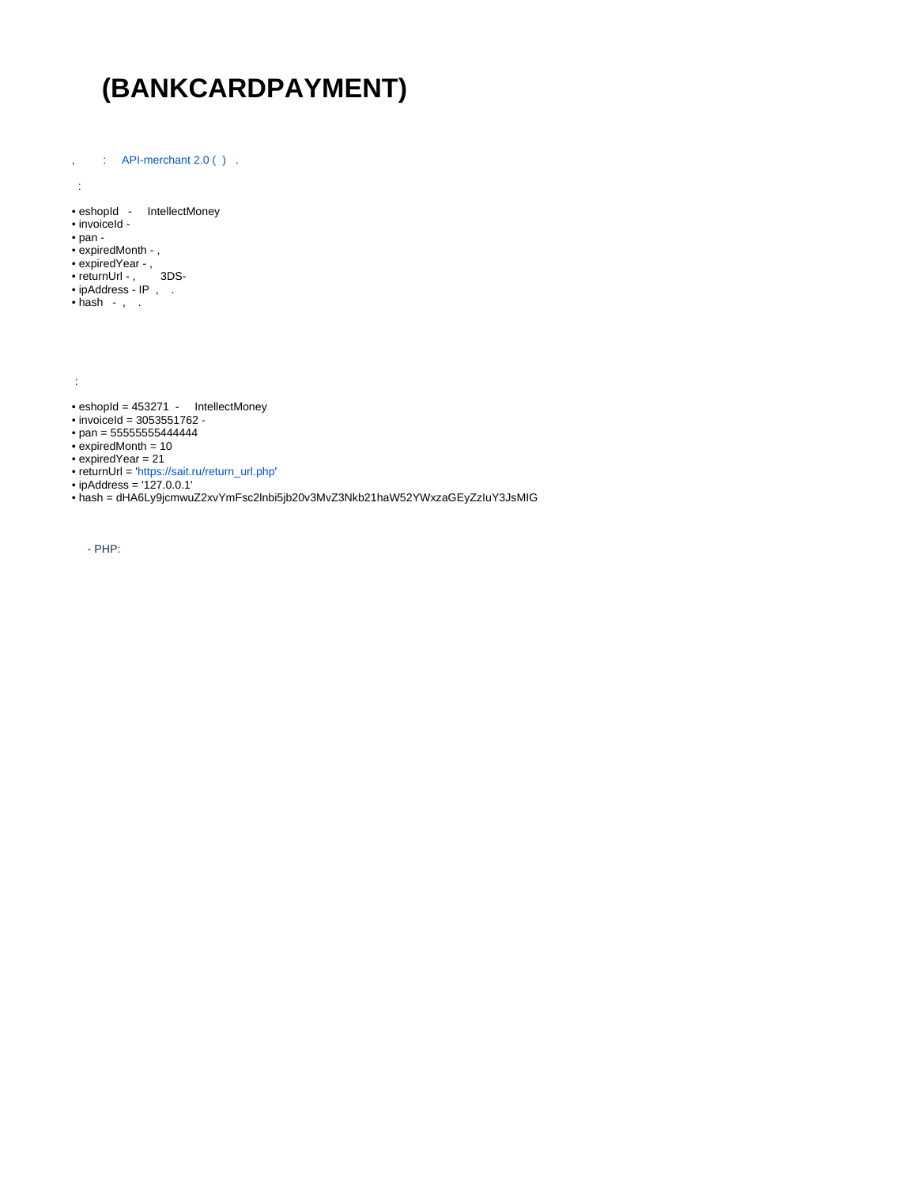# (BANKCARDPAYMENT)

, : API-merchant 2.0 ( ) .

:

- eshopId - IntellectMoney
- invoiceId -
- pan -
- expiredMonth - ,
- expiredYear - ,
- returnUrl - , 3DS-
- ipAddress - IP , .
- hash - , .

:

- eshopId = 453271 - IntellectMoney
- invoiceId = 3053551762 -
- pan = 55555555444444
- expiredMonth = 10
- expiredYear = 21
- returnUrl = 'https://sait.ru/return_url.php'
- ipAddress = '127.0.0.1'
- hash = dHA6Ly9jcmwuZ2xvYmFsc2lnbi5jb20v3MvZ3Nkb21haW52YWxzaGEyZzIuY3JsMIG

- PHP: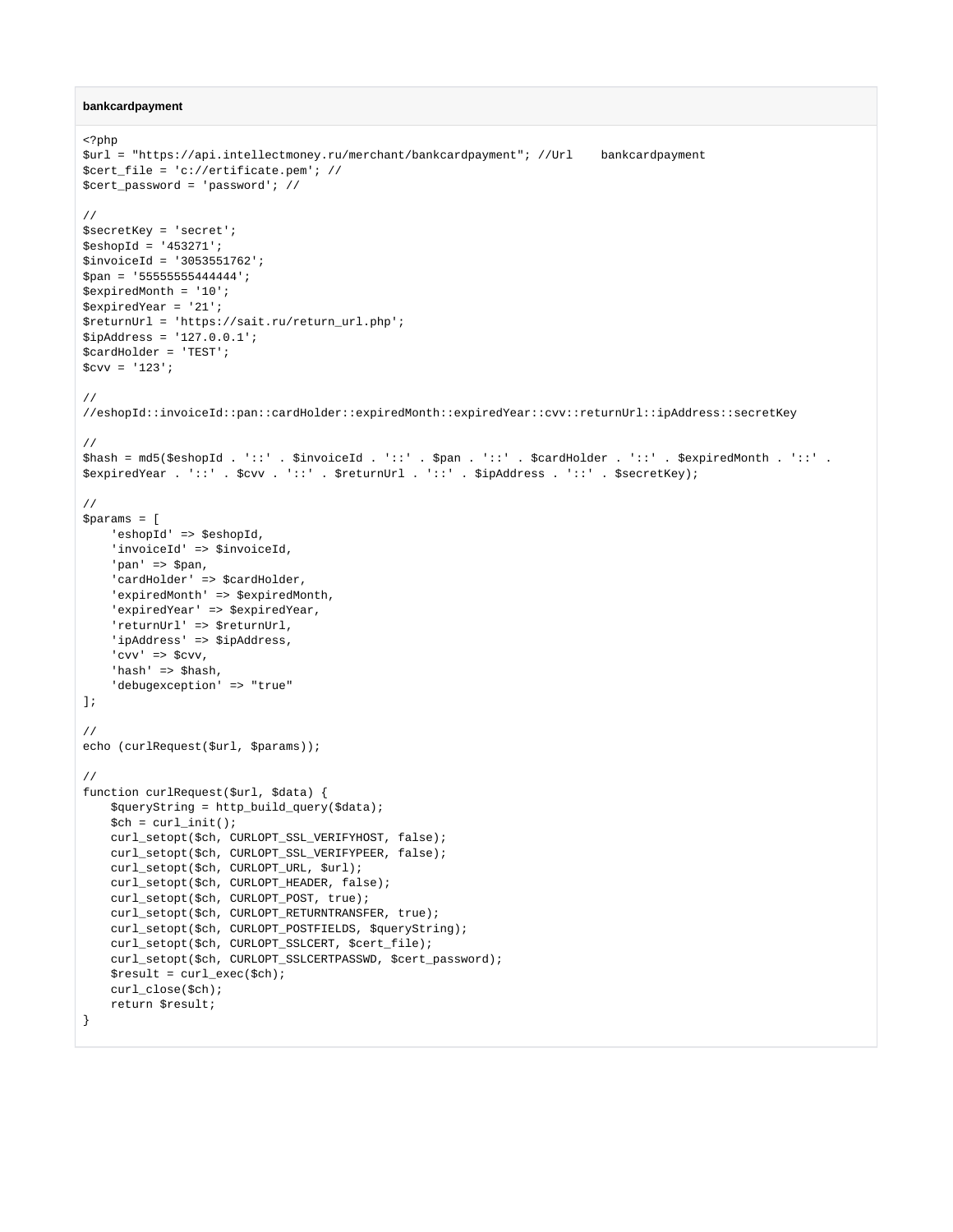**bankcardpayment**

```php
<?php
$url = "https://api.intellectmoney.ru/merchant/bankcardpayment"; //Url    bankcardpayment
$cert_file = 'c://ertificate.pem'; //
$cert_password = 'password'; //

//
$secretKey = 'secret';
$eshopId = '453271';
$invoiceId = '3053551762';
$pan = '55555555444444';
$expiredMonth = '10';
$expiredYear = '21';
$returnUrl = 'https://sait.ru/return_url.php';
$ipAddress = '127.0.0.1';
$cardHolder = 'TEST';
$cvv = '123';

//
//eshopId::invoiceId::pan::cardHolder::expiredMonth::expiredYear::cvv::returnUrl::ipAddress::secretKey

//
$hash = md5($eshopId . '::' . $invoiceId . '::' . $pan . '::' . $cardHolder . '::' . $expiredMonth . '::' .
$expiredYear . '::' . $cvv . '::' . $returnUrl . '::' . $ipAddress . '::' . $secretKey);

//
$params = [
    'eshopId' => $eshopId,
    'invoiceId' => $invoiceId,
    'pan' => $pan,
    'cardHolder' => $cardHolder,
    'expiredMonth' => $expiredMonth,
    'expiredYear' => $expiredYear,
    'returnUrl' => $returnUrl,
    'ipAddress' => $ipAddress,
    'cvv' => $cvv,
    'hash' => $hash,
    'debugexception' => "true"
];

//
echo (curlRequest($url, $params));

//
function curlRequest($url, $data) {
    $queryString = http_build_query($data);
    $ch = curl_init();
    curl_setopt($ch, CURLOPT_SSL_VERIFYHOST, false);
    curl_setopt($ch, CURLOPT_SSL_VERIFYPEER, false);
    curl_setopt($ch, CURLOPT_URL, $url);
    curl_setopt($ch, CURLOPT_HEADER, false);
    curl_setopt($ch, CURLOPT_POST, true);
    curl_setopt($ch, CURLOPT_RETURNTRANSFER, true);
    curl_setopt($ch, CURLOPT_POSTFIELDS, $queryString);
    curl_setopt($ch, CURLOPT_SSLCERT, $cert_file);
    curl_setopt($ch, CURLOPT_SSLCERTPASSWD, $cert_password);
    $result = curl_exec($ch);
    curl_close($ch);
    return $result;
}
```